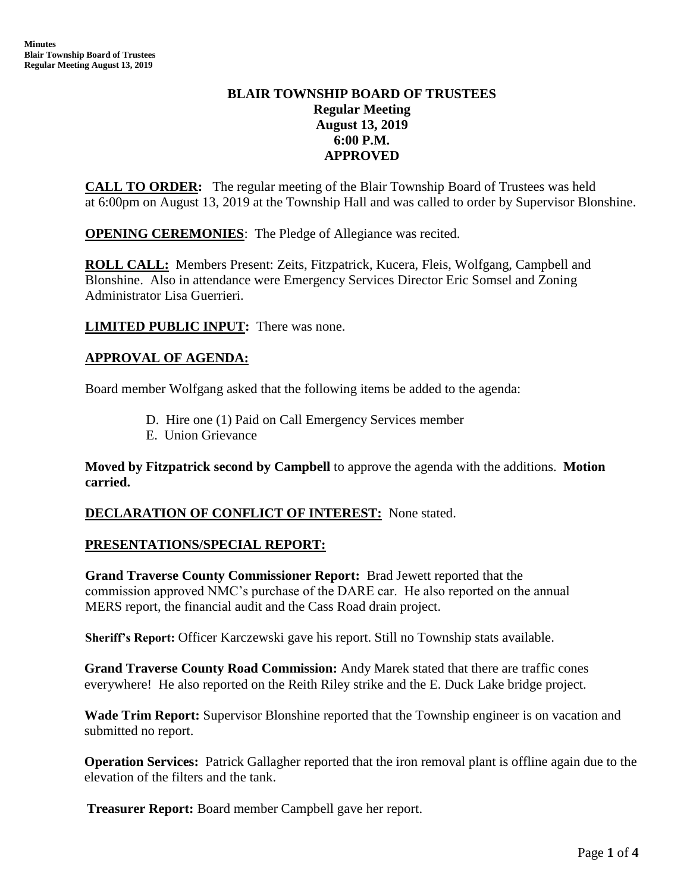# BLAIR TOWNSHIP BOARD OF TRUSTEES
## Regular Meeting
## August 13, 2019
## 6:00 P.M.
## APPROVED

**CALL TO ORDER:** The regular meeting of the Blair Township Board of Trustees was held at 6:00pm on August 13, 2019 at the Township Hall and was called to order by Supervisor Blonshine.

**OPENING CEREMONIES**: The Pledge of Allegiance was recited.

**ROLL CALL:** Members Present: Zeits, Fitzpatrick, Kucera, Fleis, Wolfgang, Campbell and Blonshine. Also in attendance were Emergency Services Director Eric Somsel and Zoning Administrator Lisa Guerrieri.

**LIMITED PUBLIC INPUT:** There was none.

**APPROVAL OF AGENDA:**

Board member Wolfgang asked that the following items be added to the agenda:

D. Hire one (1) Paid on Call Emergency Services member
E. Union Grievance

**Moved by Fitzpatrick second by Campbell** to approve the agenda with the additions. **Motion carried.**

**DECLARATION OF CONFLICT OF INTEREST:** None stated.

**PRESENTATIONS/SPECIAL REPORT:**

**Grand Traverse County Commissioner Report:** Brad Jewett reported that the commission approved NMC's purchase of the DARE car. He also reported on the annual MERS report, the financial audit and the Cass Road drain project.

**Sheriff's Report:** Officer Karczewski gave his report. Still no Township stats available.

**Grand Traverse County Road Commission:** Andy Marek stated that there are traffic cones everywhere! He also reported on the Reith Riley strike and the E. Duck Lake bridge project.

**Wade Trim Report:** Supervisor Blonshine reported that the Township engineer is on vacation and submitted no report.

**Operation Services:** Patrick Gallagher reported that the iron removal plant is offline again due to the elevation of the filters and the tank.

**Treasurer Report:** Board member Campbell gave her report.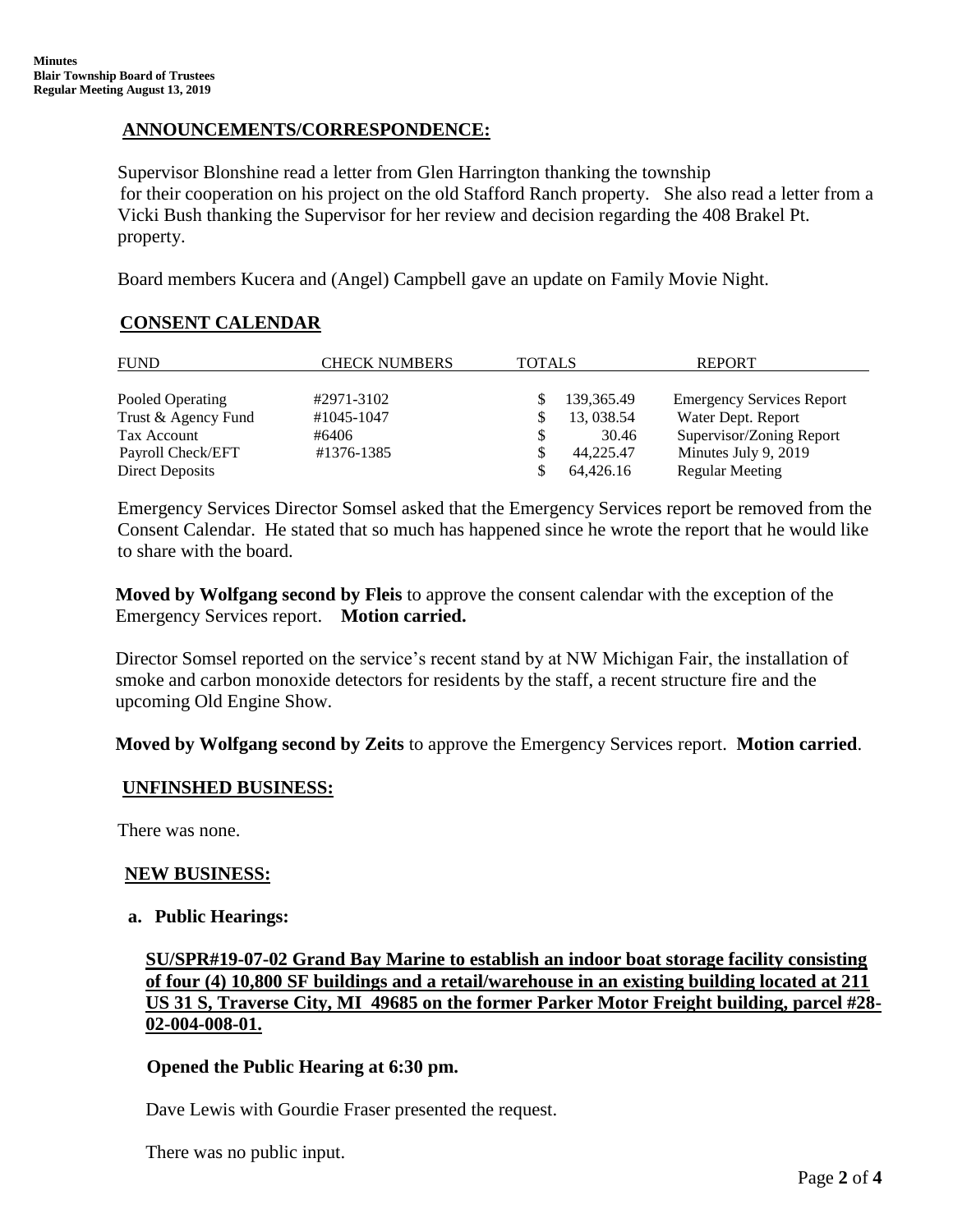## ANNOUNCEMENTS/CORRESPONDENCE:

Supervisor Blonshine read a letter from Glen Harrington thanking the township for their cooperation on his project on the old Stafford Ranch property. She also read a letter from a Vicki Bush thanking the Supervisor for her review and decision regarding the 408 Brakel Pt. property.

Board members Kucera and (Angel) Campbell gave an update on Family Movie Night.

## CONSENT CALENDAR

| FUND | CHECK NUMBERS | TOTALS | REPORT |
|---|---|---|---|
| Pooled Operating | #2971-3102 | $ 139,365.49 | Emergency Services Report |
| Trust & Agency Fund | #1045-1047 | $ 13, 038.54 | Water Dept. Report |
| Tax Account | #6406 | $ 30.46 | Supervisor/Zoning Report |
| Payroll Check/EFT | #1376-1385 | $ 44,225.47 | Minutes July 9, 2019 |
| Direct Deposits | | $ 64,426.16 | Regular Meeting |

Emergency Services Director Somsel asked that the Emergency Services report be removed from the Consent Calendar. He stated that so much has happened since he wrote the report that he would like to share with the board.

**Moved by Wolfgang second by Fleis** to approve the consent calendar with the exception of the Emergency Services report. **Motion carried.**

Director Somsel reported on the service's recent stand by at NW Michigan Fair, the installation of smoke and carbon monoxide detectors for residents by the staff, a recent structure fire and the upcoming Old Engine Show.

**Moved by Wolfgang second by Zeits** to approve the Emergency Services report. **Motion carried**.

## UNFINSHED BUSINESS:

There was none.

## NEW BUSINESS:

**a. Public Hearings:**

**SU/SPR#19-07-02 Grand Bay Marine to establish an indoor boat storage facility consisting of four (4) 10,800 SF buildings and a retail/warehouse in an existing building located at 211 US 31 S, Traverse City, MI 49685 on the former Parker Motor Freight building, parcel #28-02-004-008-01.**

**Opened the Public Hearing at 6:30 pm.**

Dave Lewis with Gourdie Fraser presented the request.

There was no public input.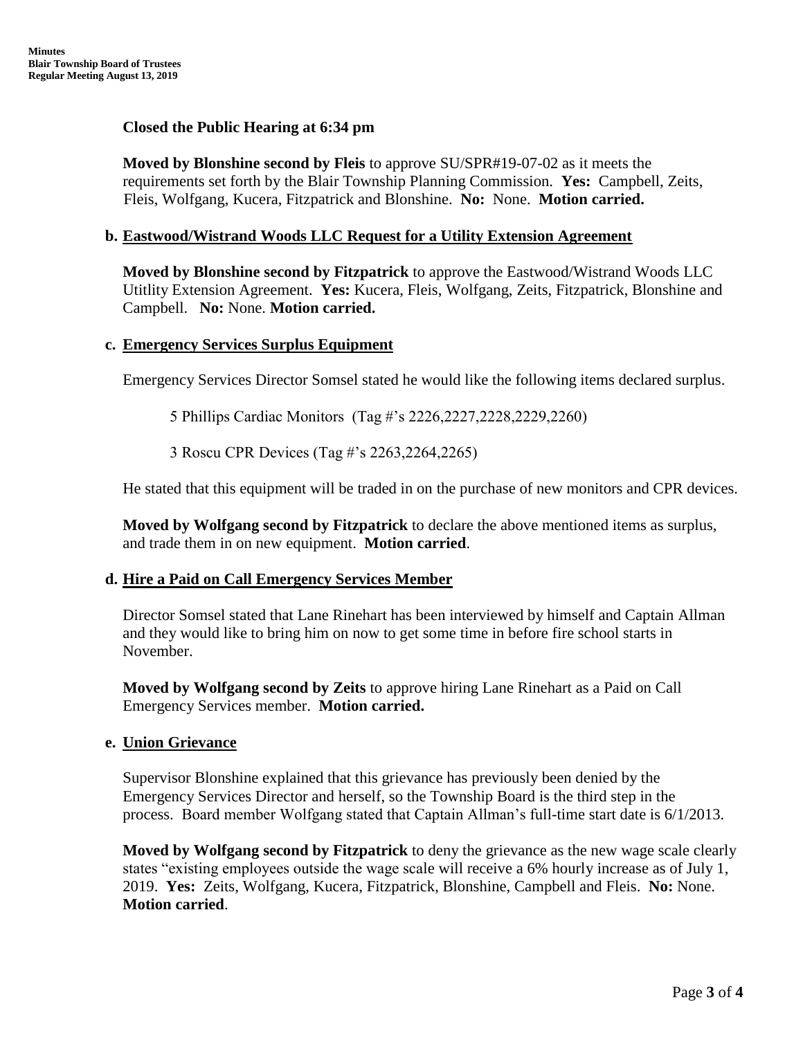**Closed the Public Hearing at 6:34 pm**

**Moved by Blonshine second by Fleis** to approve SU/SPR#19-07-02 as it meets the requirements set forth by the Blair Township Planning Commission. **Yes:** Campbell, Zeits, Fleis, Wolfgang, Kucera, Fitzpatrick and Blonshine. **No:** None. **Motion carried.**

**b. Eastwood/Wistrand Woods LLC Request for a Utility Extension Agreement**

**Moved by Blonshine second by Fitzpatrick** to approve the Eastwood/Wistrand Woods LLC Utitlity Extension Agreement. **Yes:** Kucera, Fleis, Wolfgang, Zeits, Fitzpatrick, Blonshine and Campbell. **No:** None. **Motion carried.**

**c. Emergency Services Surplus Equipment**

Emergency Services Director Somsel stated he would like the following items declared surplus.

5 Phillips Cardiac Monitors (Tag #'s 2226,2227,2228,2229,2260)

3 Roscu CPR Devices (Tag #'s 2263,2264,2265)

He stated that this equipment will be traded in on the purchase of new monitors and CPR devices.

**Moved by Wolfgang second by Fitzpatrick** to declare the above mentioned items as surplus, and trade them in on new equipment. **Motion carried**.

**d. Hire a Paid on Call Emergency Services Member**

Director Somsel stated that Lane Rinehart has been interviewed by himself and Captain Allman and they would like to bring him on now to get some time in before fire school starts in November.

**Moved by Wolfgang second by Zeits** to approve hiring Lane Rinehart as a Paid on Call Emergency Services member. **Motion carried.**

**e. Union Grievance**

Supervisor Blonshine explained that this grievance has previously been denied by the Emergency Services Director and herself, so the Township Board is the third step in the process. Board member Wolfgang stated that Captain Allman's full-time start date is 6/1/2013.

**Moved by Wolfgang second by Fitzpatrick** to deny the grievance as the new wage scale clearly states "existing employees outside the wage scale will receive a 6% hourly increase as of July 1, 2019. **Yes:** Zeits, Wolfgang, Kucera, Fitzpatrick, Blonshine, Campbell and Fleis. **No:** None. **Motion carried**.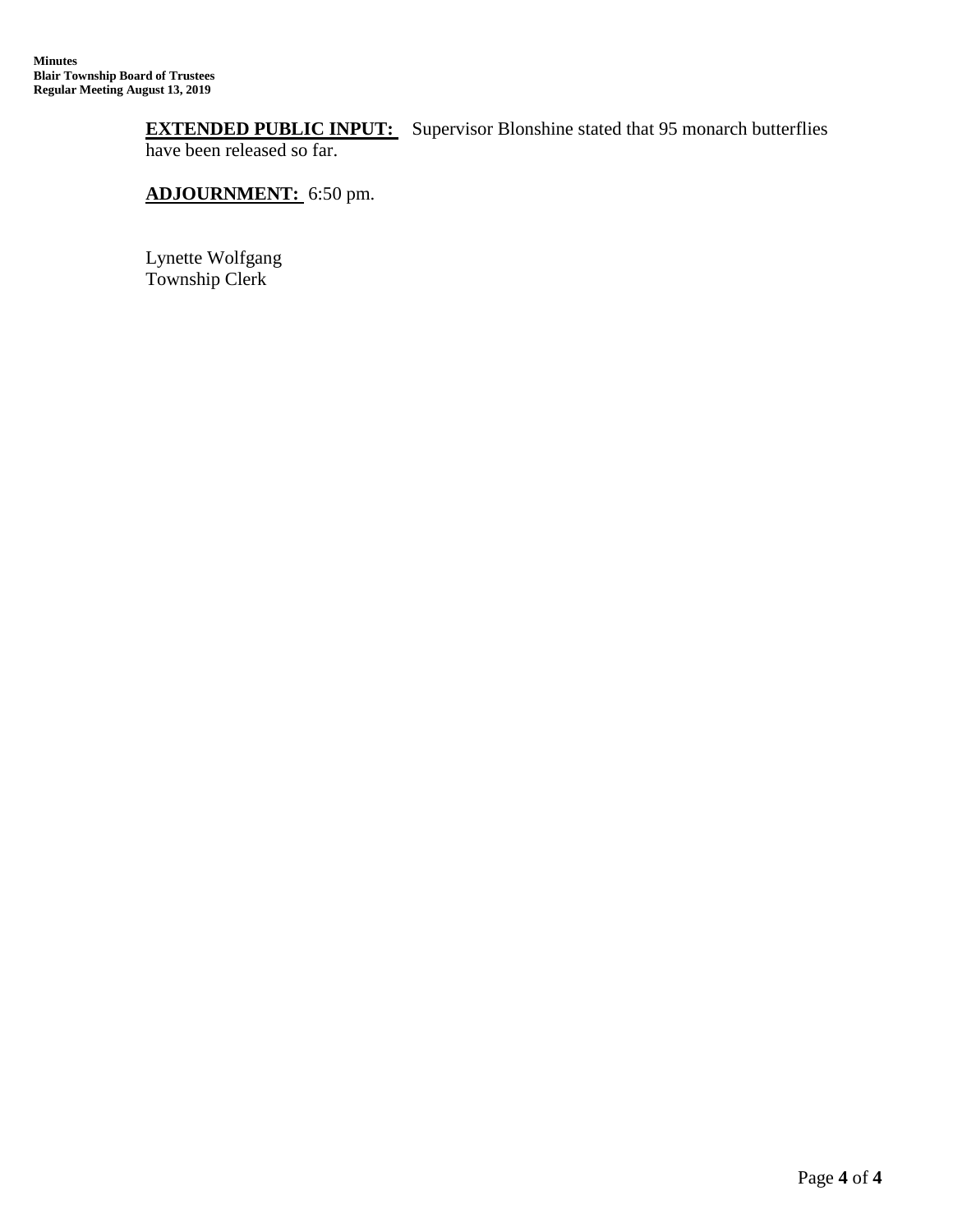**EXTENDED PUBLIC INPUT:** Supervisor Blonshine stated that 95 monarch butterflies have been released so far.

**ADJOURNMENT:** 6:50 pm.

Lynette Wolfgang
Township Clerk